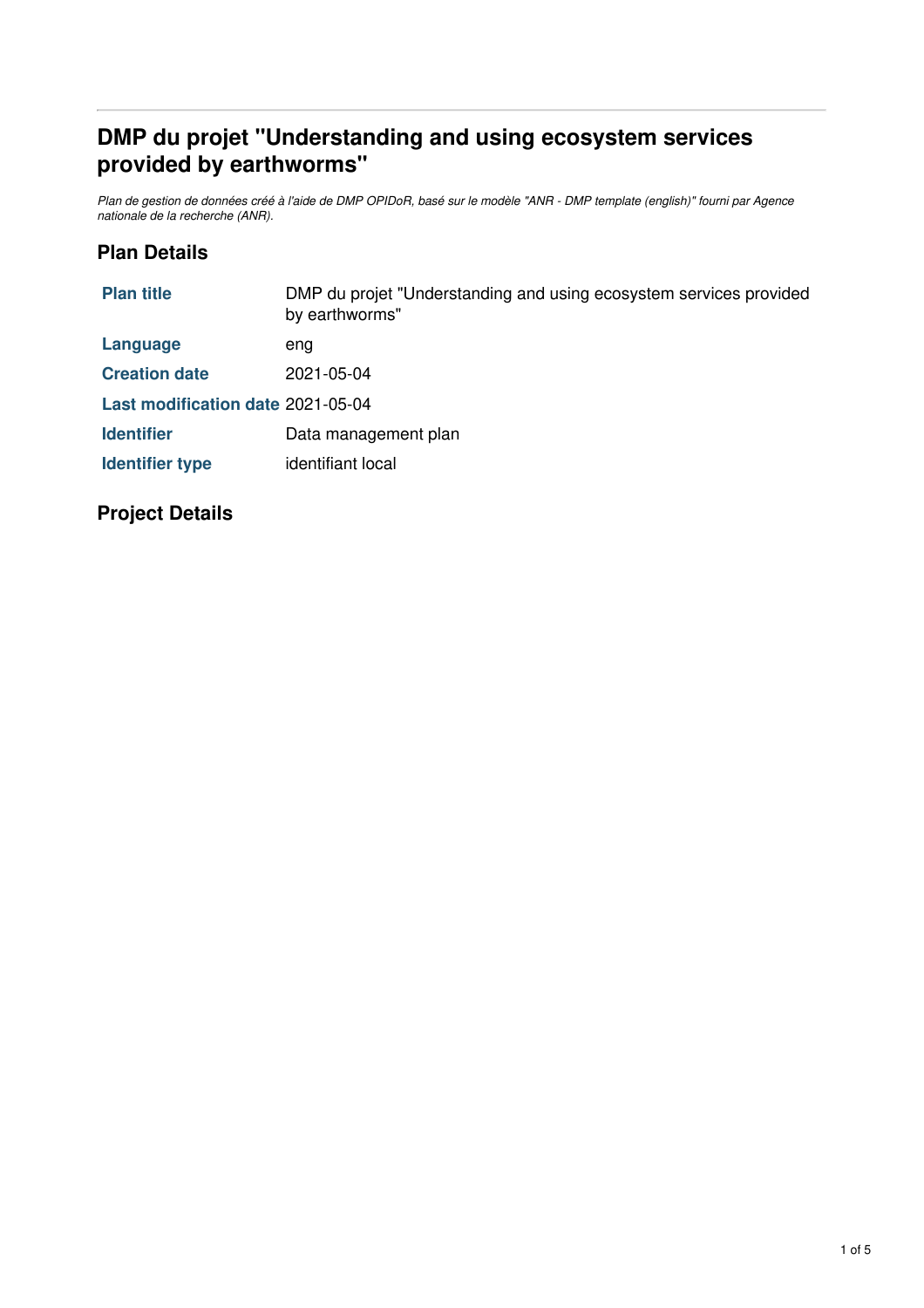# DMP du projet "Understanding and using ecosystem services provided by earthworms"

*Plan de gestion de données créé à l'aide de DMP OPIDoR, basé sur le modèle "ANR - DMP template (english)" fourni par Agence nationale de la recherche (ANR).*

## Plan Details

| | |
|---|---|
| **Plan title** | DMP du projet "Understanding and using ecosystem services provided by earthworms" |
| **Language** | eng |
| **Creation date** | 2021-05-04 |
| **Last modification date** | 2021-05-04 |
| **Identifier** | Data management plan |
| **Identifier type** | identifiant local |

## Project Details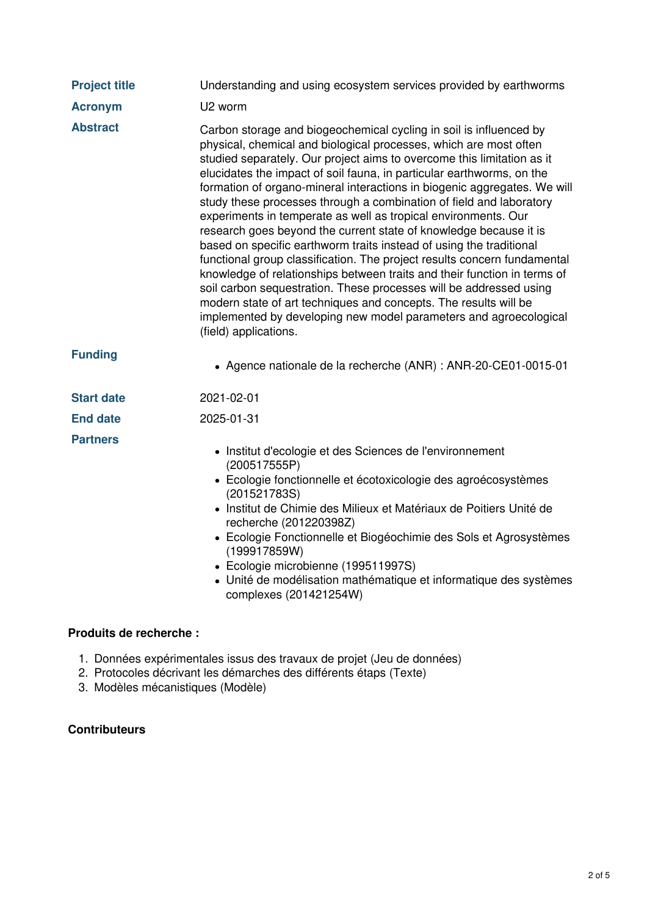| | |
|---|---|
| **Project title** | Understanding and using ecosystem services provided by earthworms |
| **Acronym** | U2 worm |
| **Abstract** | Carbon storage and biogeochemical cycling in soil is influenced by physical, chemical and biological processes, which are most often studied separately. Our project aims to overcome this limitation as it elucidates the impact of soil fauna, in particular earthworms, on the formation of organo-mineral interactions in biogenic aggregates. We will study these processes through a combination of field and laboratory experiments in temperate as well as tropical environments. Our research goes beyond the current state of knowledge because it is based on specific earthworm traits instead of using the traditional functional group classification. The project results concern fundamental knowledge of relationships between traits and their function in terms of soil carbon sequestration. These processes will be addressed using modern state of art techniques and concepts. The results will be implemented by developing new model parameters and agroecological (field) applications. |
| **Funding** | • Agence nationale de la recherche (ANR) : ANR-20-CE01-0015-01 |
| **Start date** | 2021-02-01 |
| **End date** | 2025-01-31 |
| **Partners** | • Institut d'ecologie et des Sciences de l'environnement (200517555P)<br>• Ecologie fonctionnelle et écotoxicologie des agroécosystèmes (201521783S)<br>• Institut de Chimie des Milieux et Matériaux de Poitiers Unité de recherche (201220398Z)<br>• Ecologie Fonctionnelle et Biogéochimie des Sols et Agrosystèmes (199917859W)<br>• Ecologie microbienne (199511997S)<br>• Unité de modélisation mathématique et informatique des systèmes complexes (201421254W) |

**Produits de recherche :**

1. Données expérimentales issus des travaux de projet (Jeu de données)
2. Protocoles décrivant les démarches des différents étaps (Texte)
3. Modèles mécanistiques (Modèle)

**Contributeurs**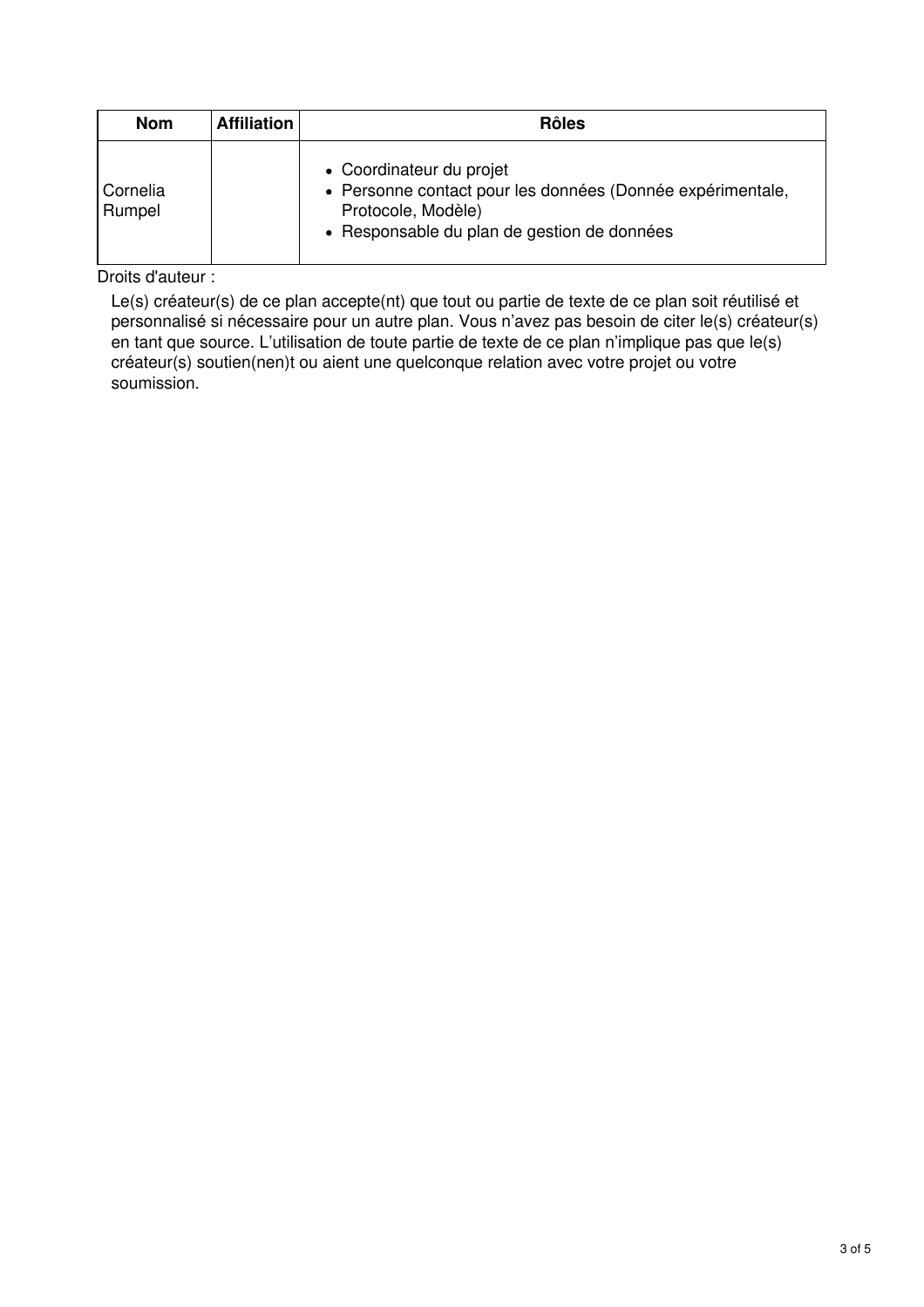| Nom | Affiliation | Rôles |
|---|---|---|
| Cornelia Rumpel | | • Coordinateur du projet<br>• Personne contact pour les données (Donnée expérimentale, Protocole, Modèle)<br>• Responsable du plan de gestion de données |

Droits d'auteur :

Le(s) créateur(s) de ce plan accepte(nt) que tout ou partie de texte de ce plan soit réutilisé et personnalisé si nécessaire pour un autre plan. Vous n'avez pas besoin de citer le(s) créateur(s) en tant que source. L'utilisation de toute partie de texte de ce plan n'implique pas que le(s) créateur(s) soutien(nen)t ou aient une quelconque relation avec votre projet ou votre soumission.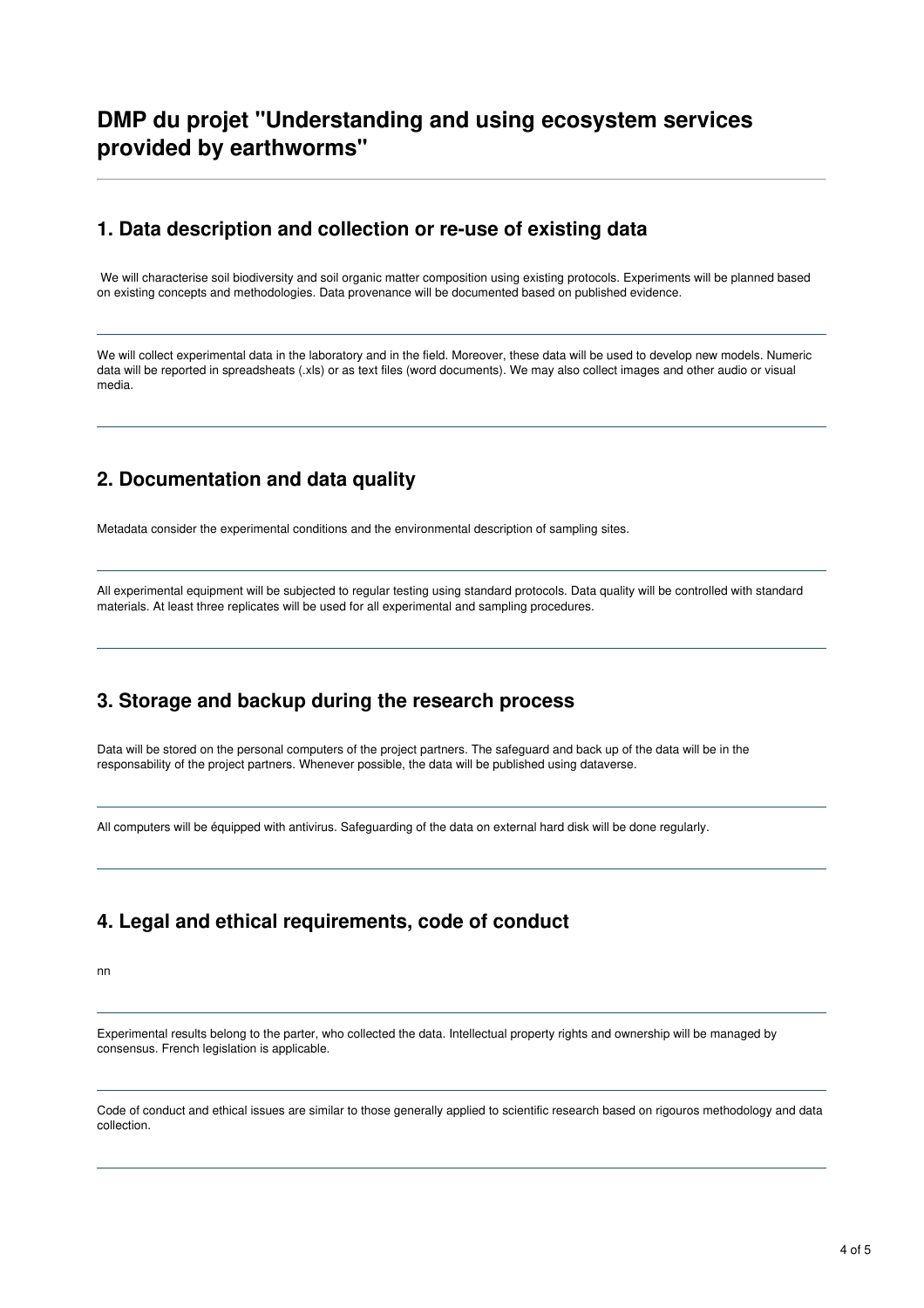# DMP du projet "Understanding and using ecosystem services provided by earthworms"

## 1. Data description and collection or re-use of existing data

We will characterise soil biodiversity and soil organic matter composition using existing protocols. Experiments will be planned based on existing concepts and methodologies. Data provenance will be documented based on published evidence.

---

We will collect experimental data in the laboratory and in the field. Moreover, these data will be used to develop new models. Numeric data will be reported in spreadsheats (.xls) or as text files (word documents). We may also collect images and other audio or visual media.

---

## 2. Documentation and data quality

Metadata consider the experimental conditions and the environmental description of sampling sites.

---

All experimental equipment will be subjected to regular testing using standard protocols. Data quality will be controlled with standard materials. At least three replicates will be used for all experimental and sampling procedures.

---

## 3. Storage and backup during the research process

Data will be stored on the personal computers of the project partners. The safeguard and back up of the data will be in the responsability of the project partners. Whenever possible, the data will be published using dataverse.

---

All computers will be équipped with antivirus. Safeguarding of the data on external hard disk will be done regularly.

---

## 4. Legal and ethical requirements, code of conduct

nn

---

Experimental results belong to the parter, who collected the data. Intellectual property rights and ownership will be managed by consensus. French legislation is applicable.

---

Code of conduct and ethical issues are similar to those generally applied to scientific research based on rigouros methodology and data collection.

---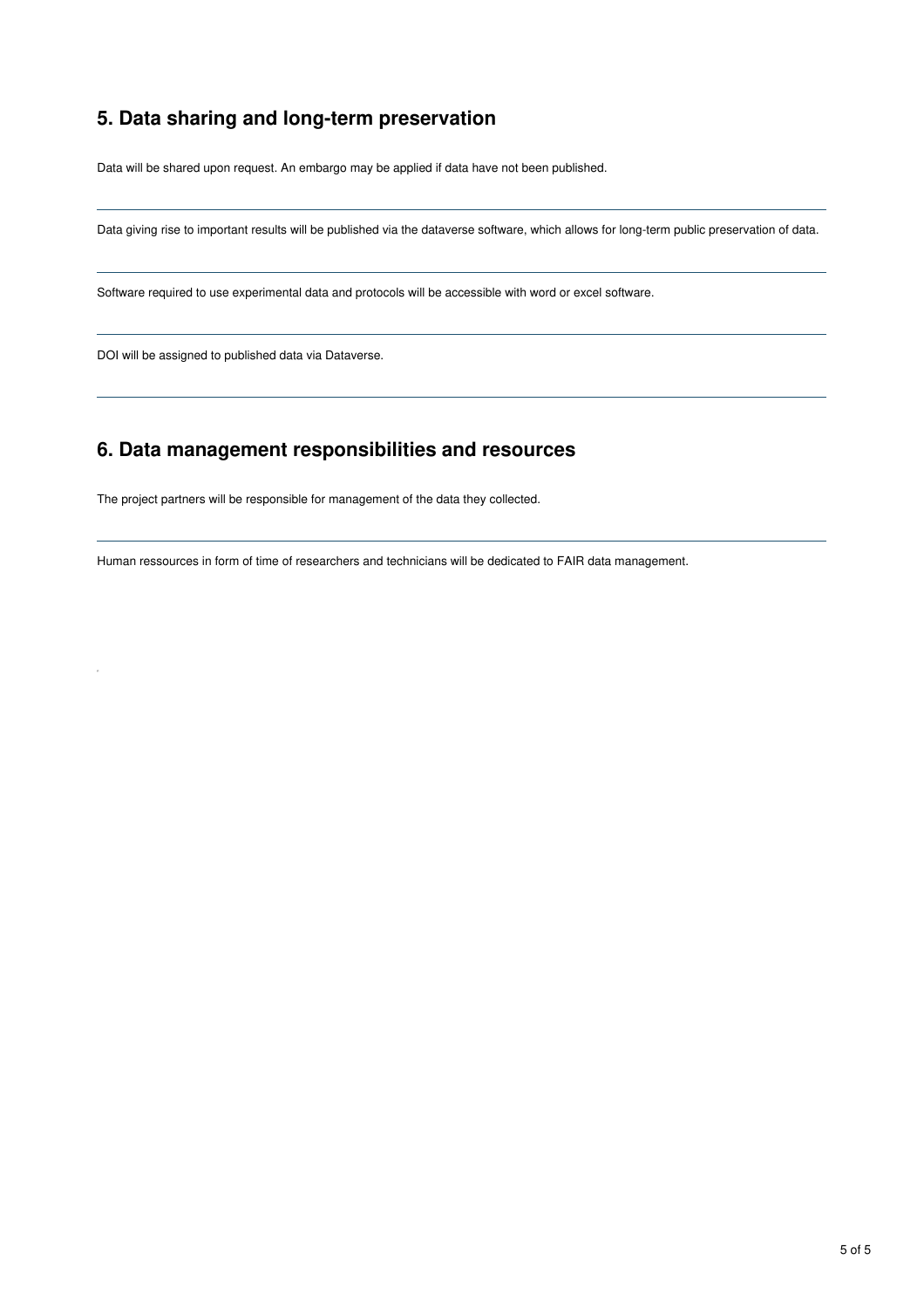## 5. Data sharing and long-term preservation

Data will be shared upon request. An embargo may be applied if data have not been published.

---

Data giving rise to important results will be published via the dataverse software, which allows for long-term public preservation of data.

---

Software required to use experimental data and protocols will be accessible with word or excel software.

---

DOI will be assigned to published data via Dataverse.

---

## 6. Data management responsibilities and resources

The project partners will be responsible for management of the data they collected.

---

Human ressources in form of time of researchers and technicians will be dedicated to FAIR data management.